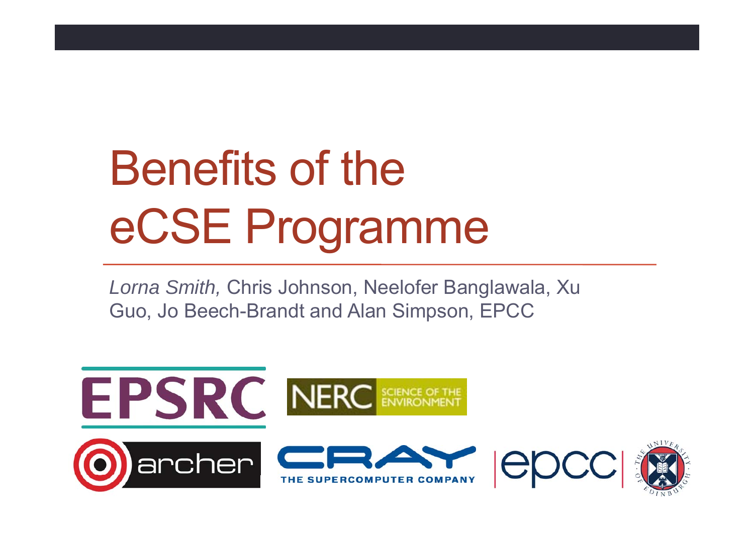# Benefits of the eCSE Programme

*Lorna Smith,* Chris Johnson, Neelofer Banglawala, Xu Guo, Jo Beech-Brandt and Alan Simpson, EPCC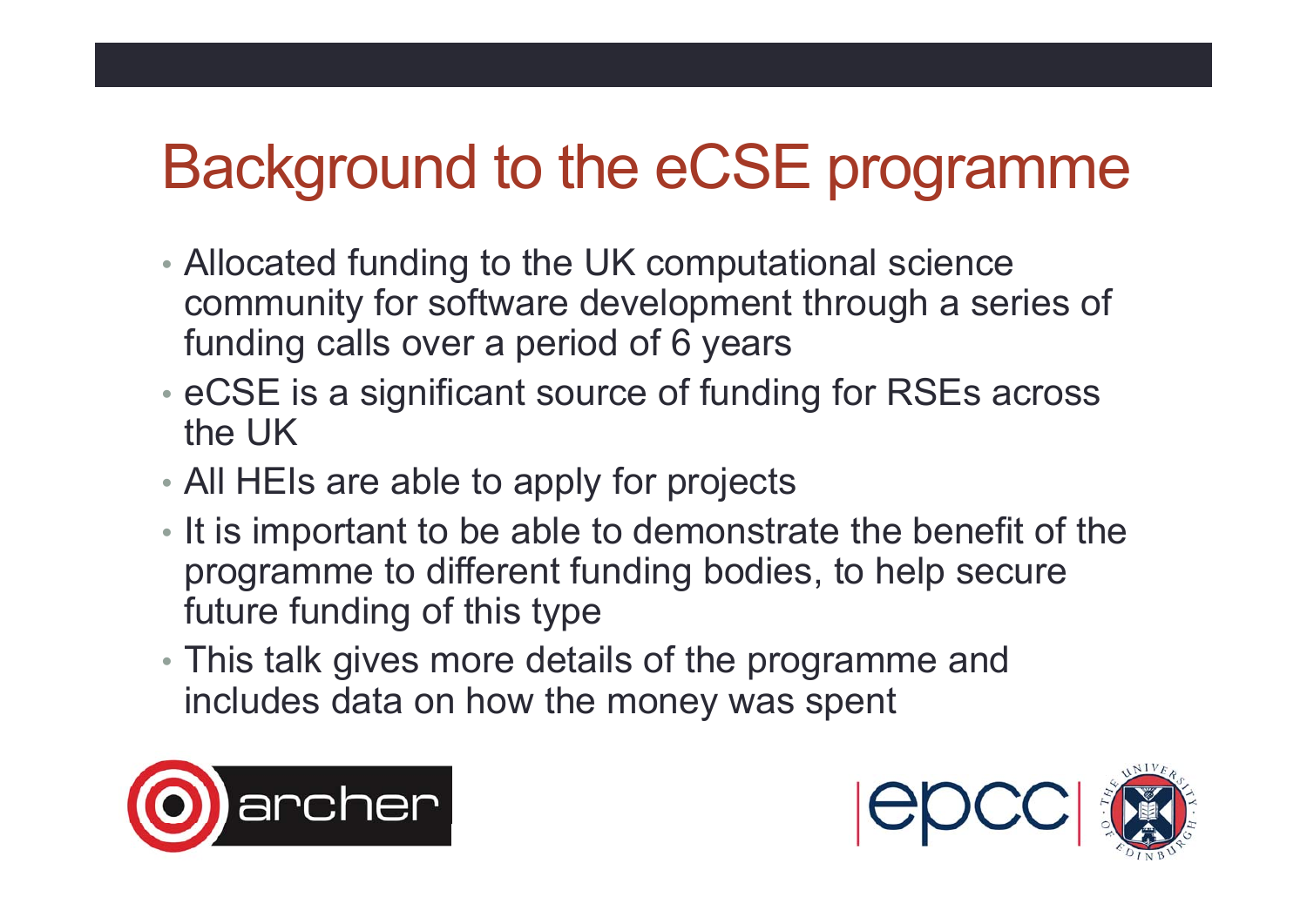# Background to the eCSE programme

- Allocated funding to the UK computational science community for software development through a series of funding calls over a period of 6 years
- eCSE is a significant source of funding for RSEs across the UK
- All HEIs are able to apply for projects
- It is important to be able to demonstrate the benefit of the programme to different funding bodies, to help secure future funding of this type
- This talk gives more details of the programme and includes data on how the money was spent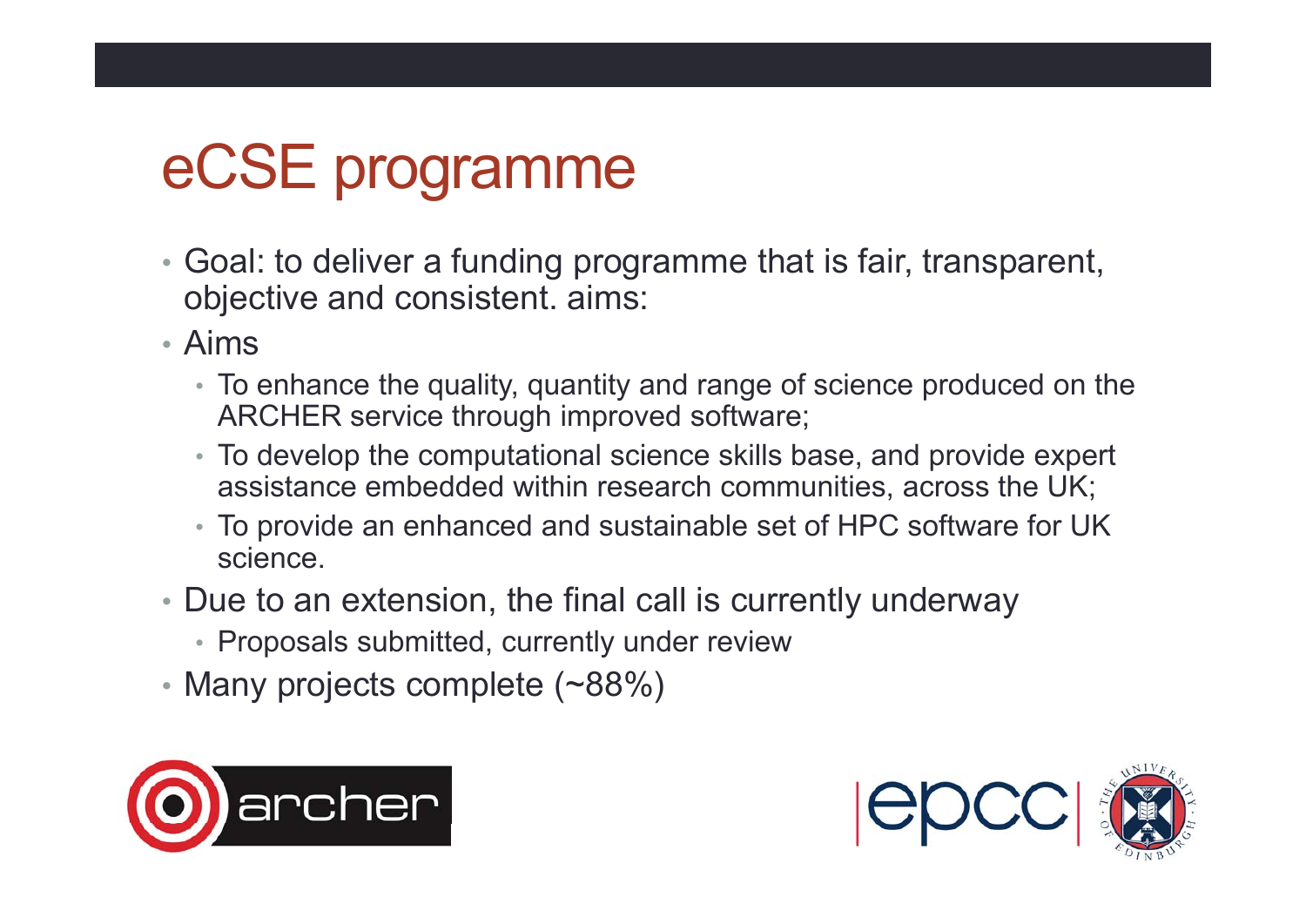# eCSE programme

- Goal: to deliver a funding programme that is fair, transparent, objective and consistent. aims:
- Aims
  - To enhance the quality, quantity and range of science produced on the ARCHER service through improved software;
  - To develop the computational science skills base, and provide expert assistance embedded within research communities, across the UK;
  - To provide an enhanced and sustainable set of HPC software for UK science.
- Due to an extension, the final call is currently underway
  - Proposals submitted, currently under review
- Many projects complete (~88%)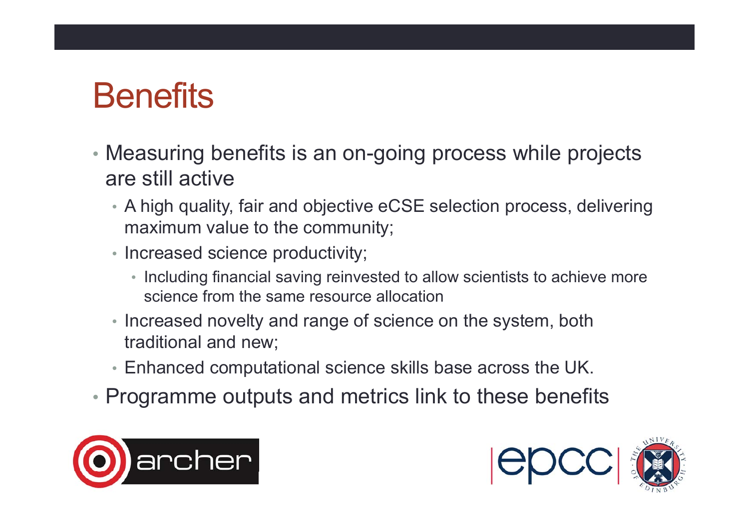# Benefits

- Measuring benefits is an on-going process while projects are still active
  - A high quality, fair and objective eCSE selection process, delivering maximum value to the community;
  - Increased science productivity;
    - Including financial saving reinvested to allow scientists to achieve more science from the same resource allocation
  - Increased novelty and range of science on the system, both traditional and new;
  - Enhanced computational science skills base across the UK.
- Programme outputs and metrics link to these benefits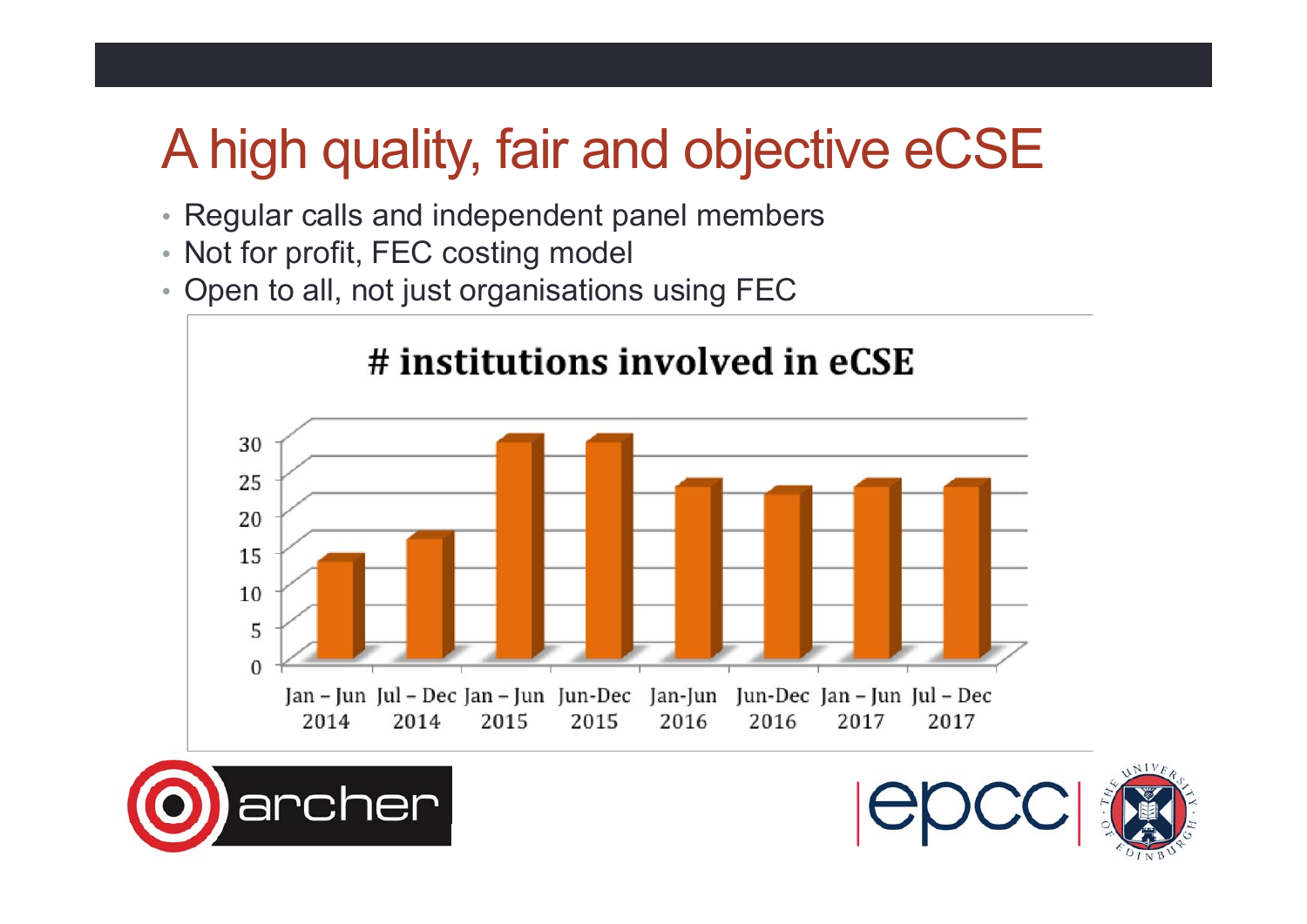# A high quality, fair and objective eCSE

- Regular calls and independent panel members
- Not for profit, FEC costing model
- Open to all, not just organisations using FEC

**# institutions involved in eCSE**

30
25
20
15
10
5
0

Jan – Jun 2014
Jul – Dec 2014
Jan – Jun 2015
Jun-Dec 2015
Jan-Jun 2016
Jun-Dec 2016
Jan – Jun 2017
Jul – Dec 2017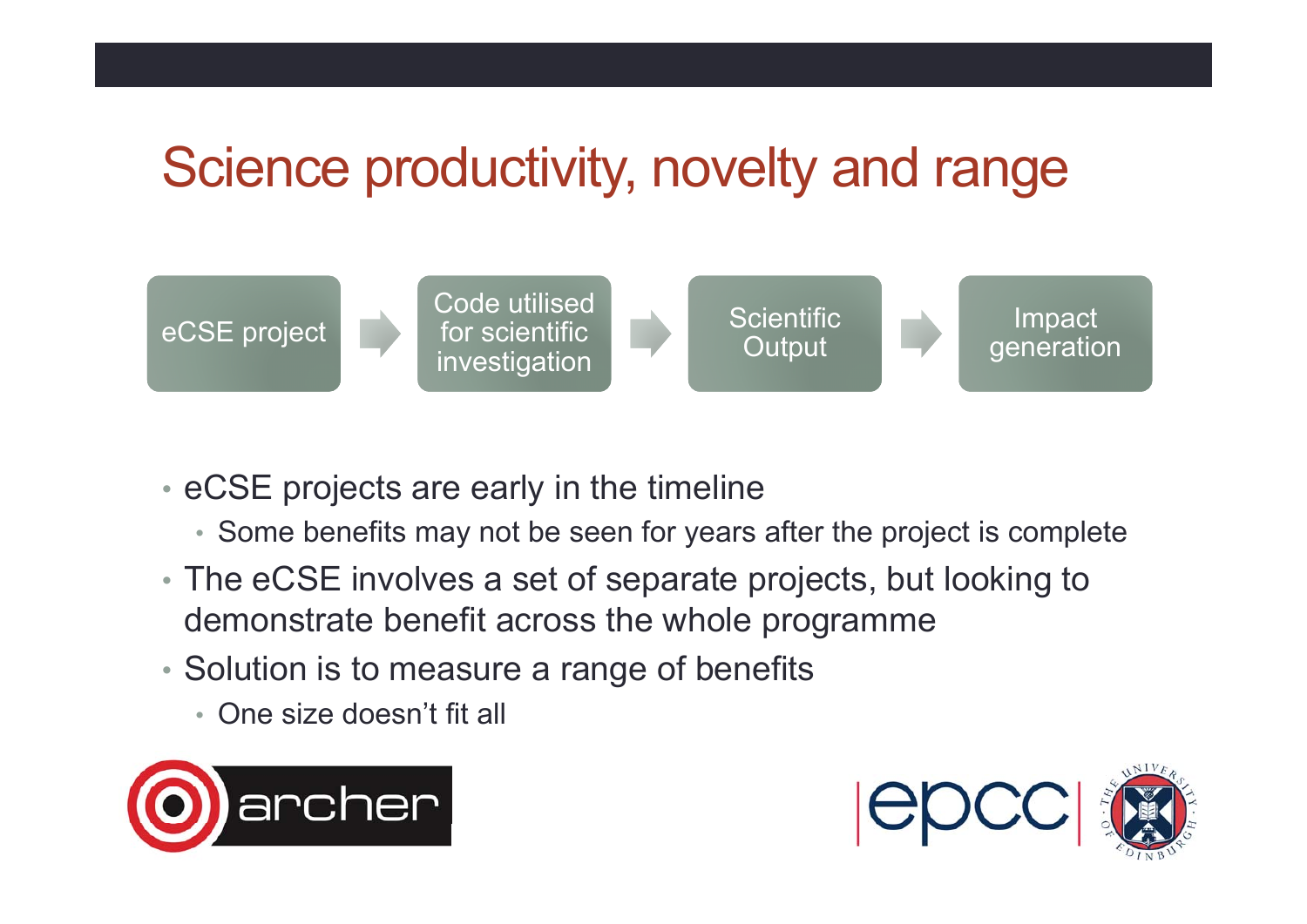# Science productivity, novelty and range

eCSE project → Code utilised for scientific investigation → Scientific Output → Impact generation

- eCSE projects are early in the timeline
  - Some benefits may not be seen for years after the project is complete
- The eCSE involves a set of separate projects, but looking to demonstrate benefit across the whole programme
- Solution is to measure a range of benefits
  - One size doesn't fit all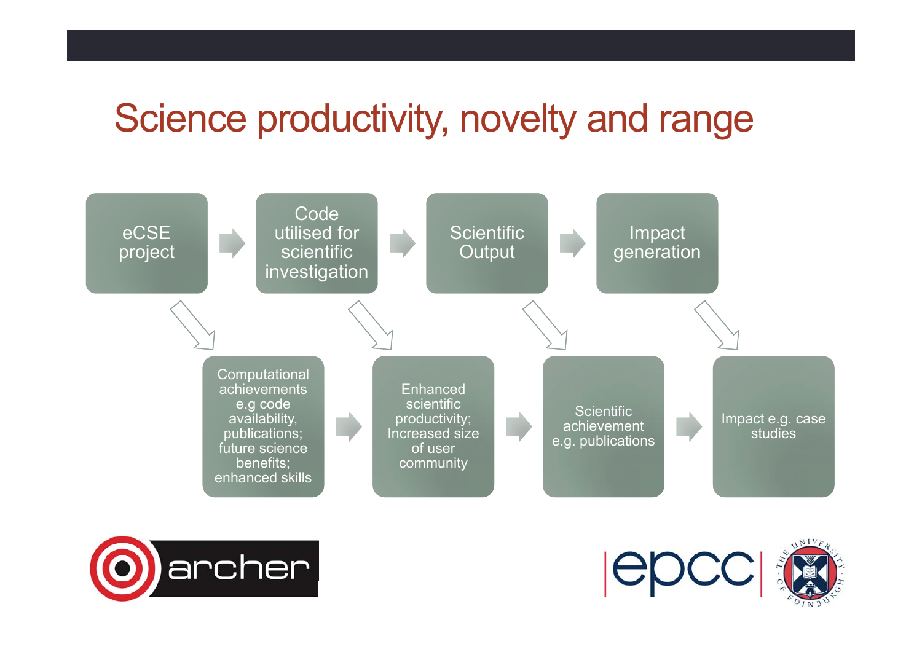# Science productivity, novelty and range

eCSE project → Code utilised for scientific investigation → Scientific Output → Impact generation

Computational achievements e.g code availability, publications; future science benefits; enhanced skills → Enhanced scientific productivity; Increased size of user community → Scientific achievement e.g. publications → Impact e.g. case studies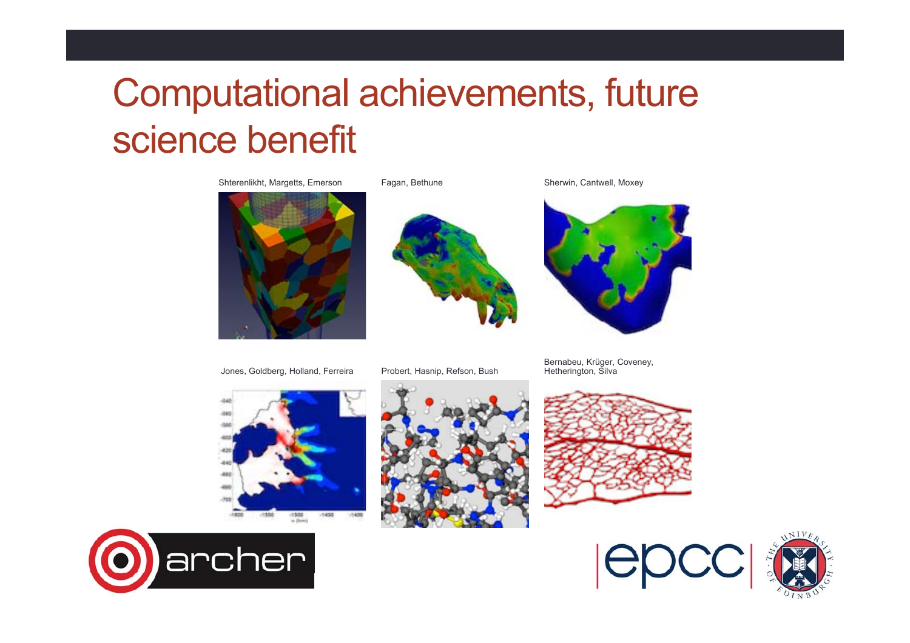# Computational achievements, future science benefit

Shterenlikht, Margetts, Emerson

Fagan, Bethune

Sherwin, Cantwell, Moxey

Jones, Goldberg, Holland, Ferreira

Probert, Hasnip, Refson, Bush

Bernabeu, Krüger, Coveney, Hetherington, Silva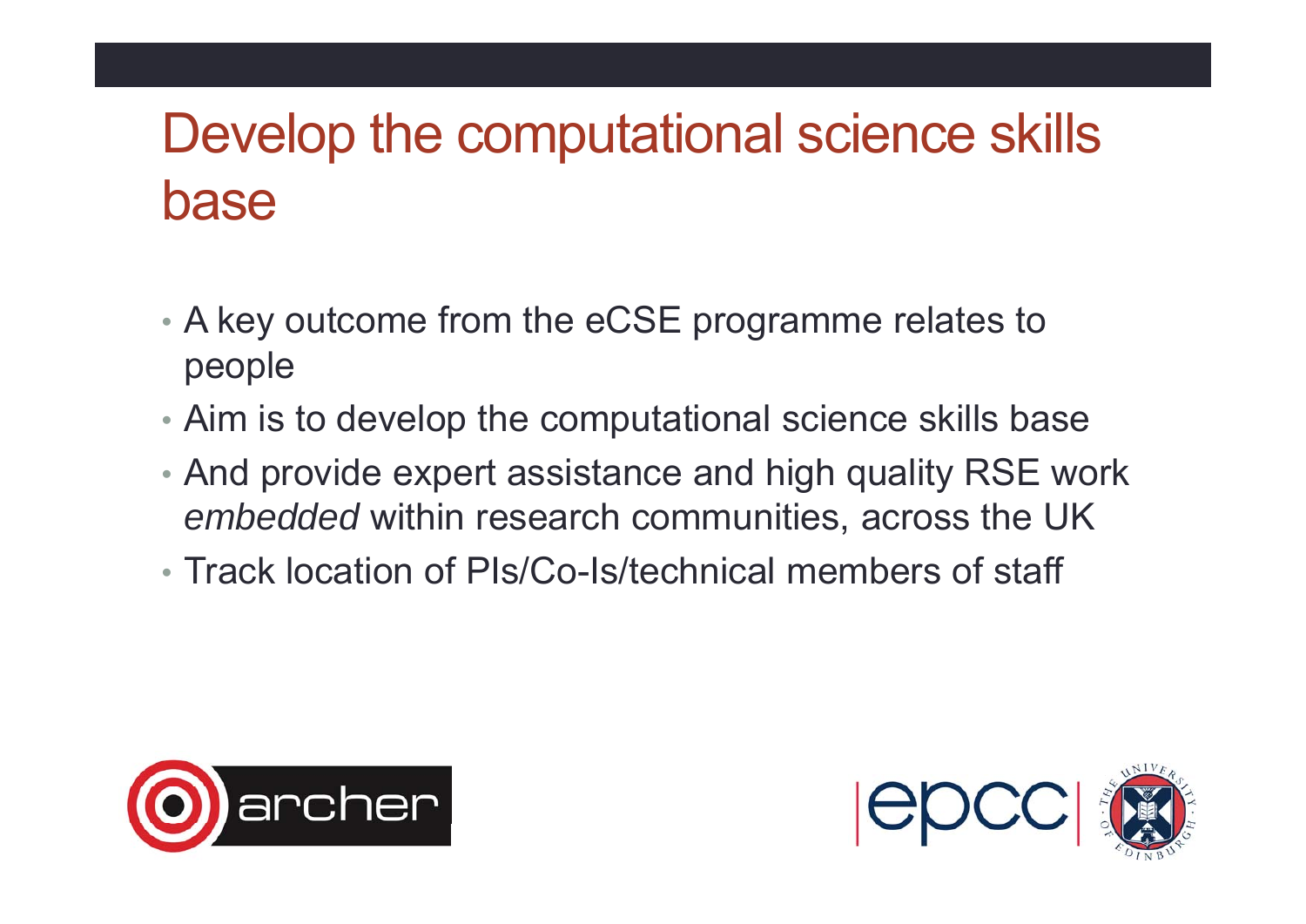# Develop the computational science skills base

- A key outcome from the eCSE programme relates to people
- Aim is to develop the computational science skills base
- And provide expert assistance and high quality RSE work *embedded* within research communities, across the UK
- Track location of PIs/Co-Is/technical members of staff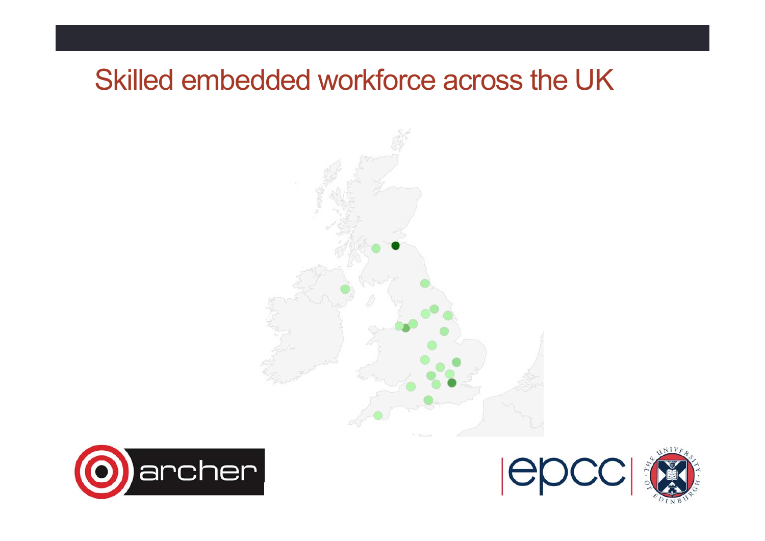# Skilled embedded workforce across the UK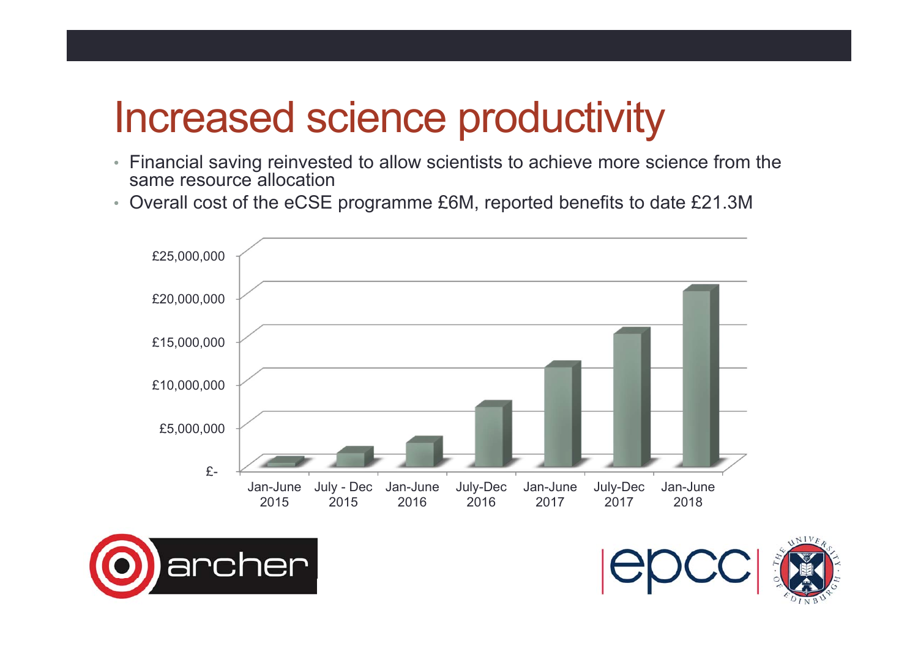# Increased science productivity

- Financial saving reinvested to allow scientists to achieve more science from the same resource allocation
- Overall cost of the eCSE programme £6M, reported benefits to date £21.3M

£25,000,000
£20,000,000
£15,000,000
£10,000,000
£5,000,000
£-

Jan-June 2015
July - Dec 2015
Jan-June 2016
July-Dec 2016
Jan-June 2017
July-Dec 2017
Jan-June 2018

archer

epcc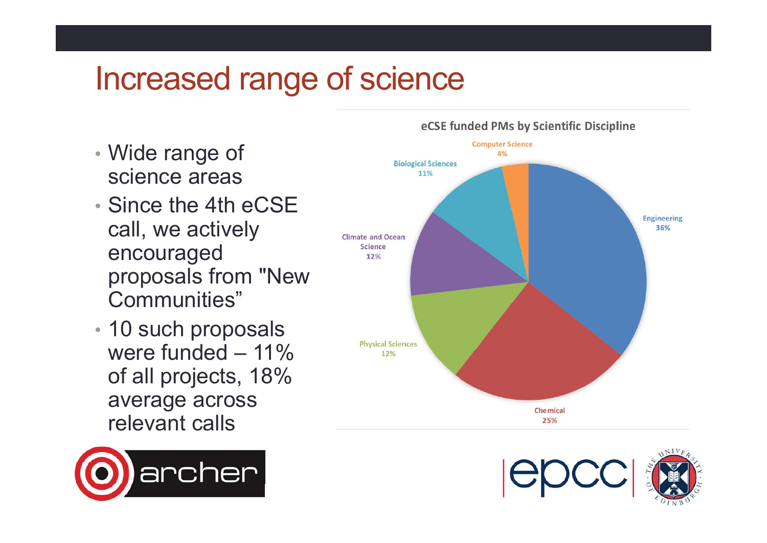# Increased range of science

- Wide range of science areas
- Since the 4th eCSE call, we actively encouraged proposals from "New Communities"
- 10 such proposals were funded – 11% of all projects, 18% average across relevant calls

eCSE funded PMs by Scientific Discipline

Computer Science
4%

Biological Sciences
11%

Engineering
36%

Climate and Ocean Science
12%

Physical Sciences
12%

Chemical
25%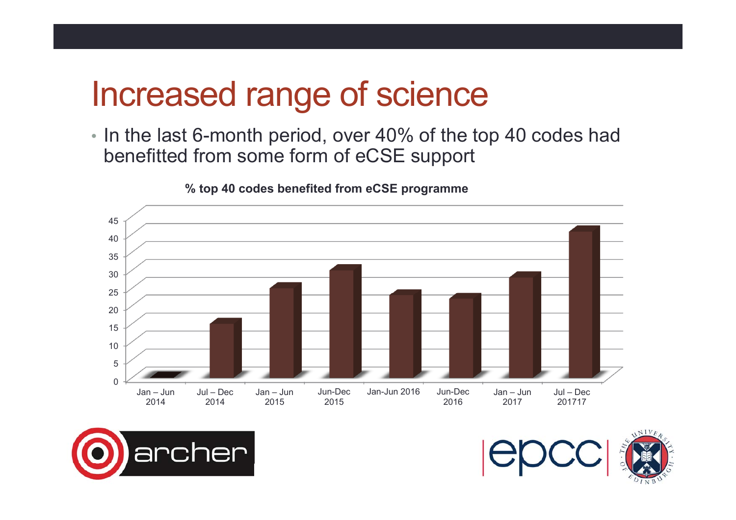# Increased range of science

- In the last 6-month period, over 40% of the top 40 codes had benefitted from some form of eCSE support

**% top 40 codes benefited from eCSE programme**

45
40
35
30
25
20
15
10
5
0

Jan – Jun 2014
Jul – Dec 2014
Jan – Jun 2015
Jun-Dec 2015
Jan-Jun 2016
Jun-Dec 2016
Jan – Jun 2017
Jul – Dec 201717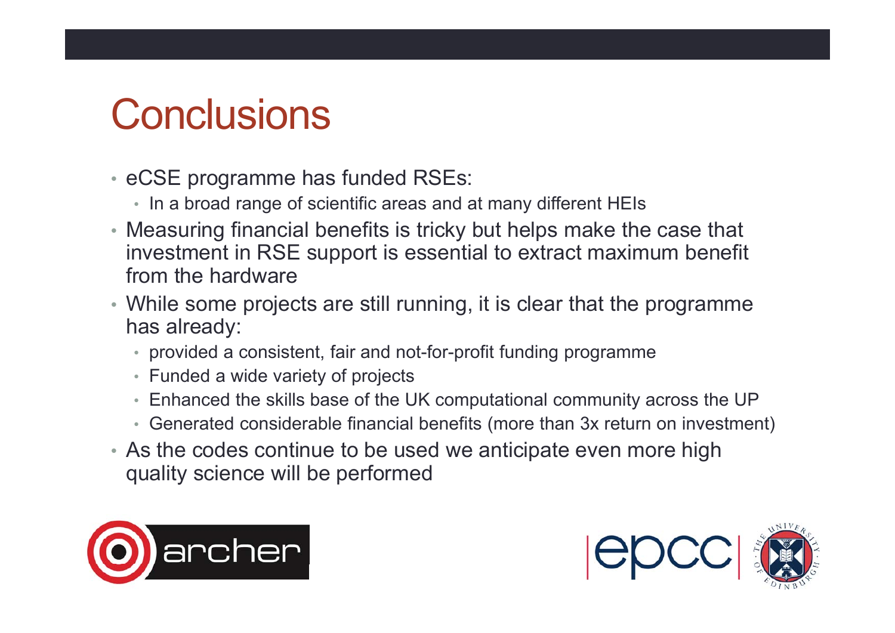# Conclusions

- eCSE programme has funded RSEs:
  - In a broad range of scientific areas and at many different HEIs
- Measuring financial benefits is tricky but helps make the case that investment in RSE support is essential to extract maximum benefit from the hardware
- While some projects are still running, it is clear that the programme has already:
  - provided a consistent, fair and not-for-profit funding programme
  - Funded a wide variety of projects
  - Enhanced the skills base of the UK computational community across the UP
  - Generated considerable financial benefits (more than 3x return on investment)
- As the codes continue to be used we anticipate even more high quality science will be performed